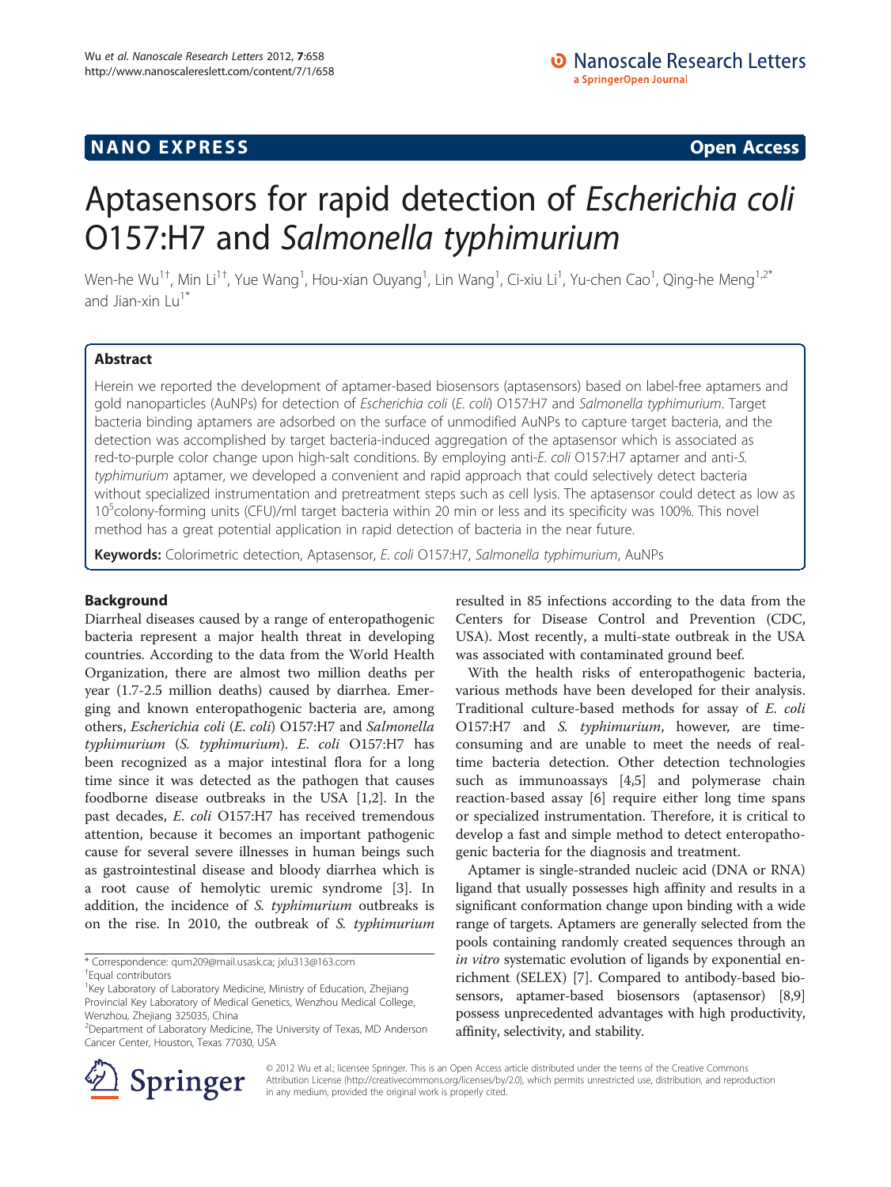NANO EXPRESS

Open Access

# Aptasensors for rapid detection of *Escherichia coli* O157:H7 and *Salmonella typhimurium*

Wen-he Wu[1†], Min Li[1†], Yue Wang[1], Hou-xian Ouyang[1], Lin Wang[1], Ci-xiu Li[1], Yu-chen Cao[1], Qing-he Meng[1,2*] and Jian-xin Lu[1*]

## Abstract

Herein we reported the development of aptamer-based biosensors (aptasensors) based on label-free aptamers and gold nanoparticles (AuNPs) for detection of *Escherichia coli* (*E. coli*) O157:H7 and *Salmonella typhimurium*. Target bacteria binding aptamers are adsorbed on the surface of unmodified AuNPs to capture target bacteria, and the detection was accomplished by target bacteria-induced aggregation of the aptasensor which is associated as red-to-purple color change upon high-salt conditions. By employing anti-*E. coli* O157:H7 aptamer and anti-*S. typhimurium* aptamer, we developed a convenient and rapid approach that could selectively detect bacteria without specialized instrumentation and pretreatment steps such as cell lysis. The aptasensor could detect as low as $10^5$colony-forming units (CFU)/ml target bacteria within 20 min or less and its specificity was 100%. This novel method has a great potential application in rapid detection of bacteria in the near future.

**Keywords:** Colorimetric detection, Aptasensor, *E. coli* O157:H7, *Salmonella typhimurium*, AuNPs

## Background

Diarrheal diseases caused by a range of enteropathogenic bacteria represent a major health threat in developing countries. According to the data from the World Health Organization, there are almost two million deaths per year (1.7-2.5 million deaths) caused by diarrhea. Emerging and known enteropathogenic bacteria are, among others, *Escherichia coli* (*E. coli*) O157:H7 and *Salmonella typhimurium* (*S. typhimurium*). *E. coli* O157:H7 has been recognized as a major intestinal flora for a long time since it was detected as the pathogen that causes foodborne disease outbreaks in the USA [1,2]. In the past decades, *E. coli* O157:H7 has received tremendous attention, because it becomes an important pathogenic cause for several severe illnesses in human beings such as gastrointestinal disease and bloody diarrhea which is a root cause of hemolytic uremic syndrome [3]. In addition, the incidence of *S. typhimurium* outbreaks is on the rise. In 2010, the outbreak of *S. typhimurium* resulted in 85 infections according to the data from the Centers for Disease Control and Prevention (CDC, USA). Most recently, a multi-state outbreak in the USA was associated with contaminated ground beef.

With the health risks of enteropathogenic bacteria, various methods have been developed for their analysis. Traditional culture-based methods for assay of *E. coli* O157:H7 and *S. typhimurium*, however, are time-consuming and are unable to meet the needs of real-time bacteria detection. Other detection technologies such as immunoassays [4,5] and polymerase chain reaction-based assay [6] require either long time spans or specialized instrumentation. Therefore, it is critical to develop a fast and simple method to detect enteropathogenic bacteria for the diagnosis and treatment.

Aptamer is single-stranded nucleic acid (DNA or RNA) ligand that usually possesses high affinity and results in a significant conformation change upon binding with a wide range of targets. Aptamers are generally selected from the pools containing randomly created sequences through an *in vitro* systematic evolution of ligands by exponential enrichment (SELEX) [7]. Compared to antibody-based biosensors, aptamer-based biosensors (aptasensor) [8,9] possess unprecedented advantages with high productivity, affinity, selectivity, and stability.

* Correspondence: qum209@mail.usask.ca; jxlu313@163.com
†Equal contributors
[1]Key Laboratory of Laboratory Medicine, Ministry of Education, Zhejiang Provincial Key Laboratory of Medical Genetics, Wenzhou Medical College, Wenzhou, Zhejiang 325035, China
[2]Department of Laboratory Medicine, The University of Texas, MD Anderson Cancer Center, Houston, Texas 77030, USA

© 2012 Wu et al.; licensee Springer. This is an Open Access article distributed under the terms of the Creative Commons Attribution License (http://creativecommons.org/licenses/by/2.0), which permits unrestricted use, distribution, and reproduction in any medium, provided the original work is properly cited.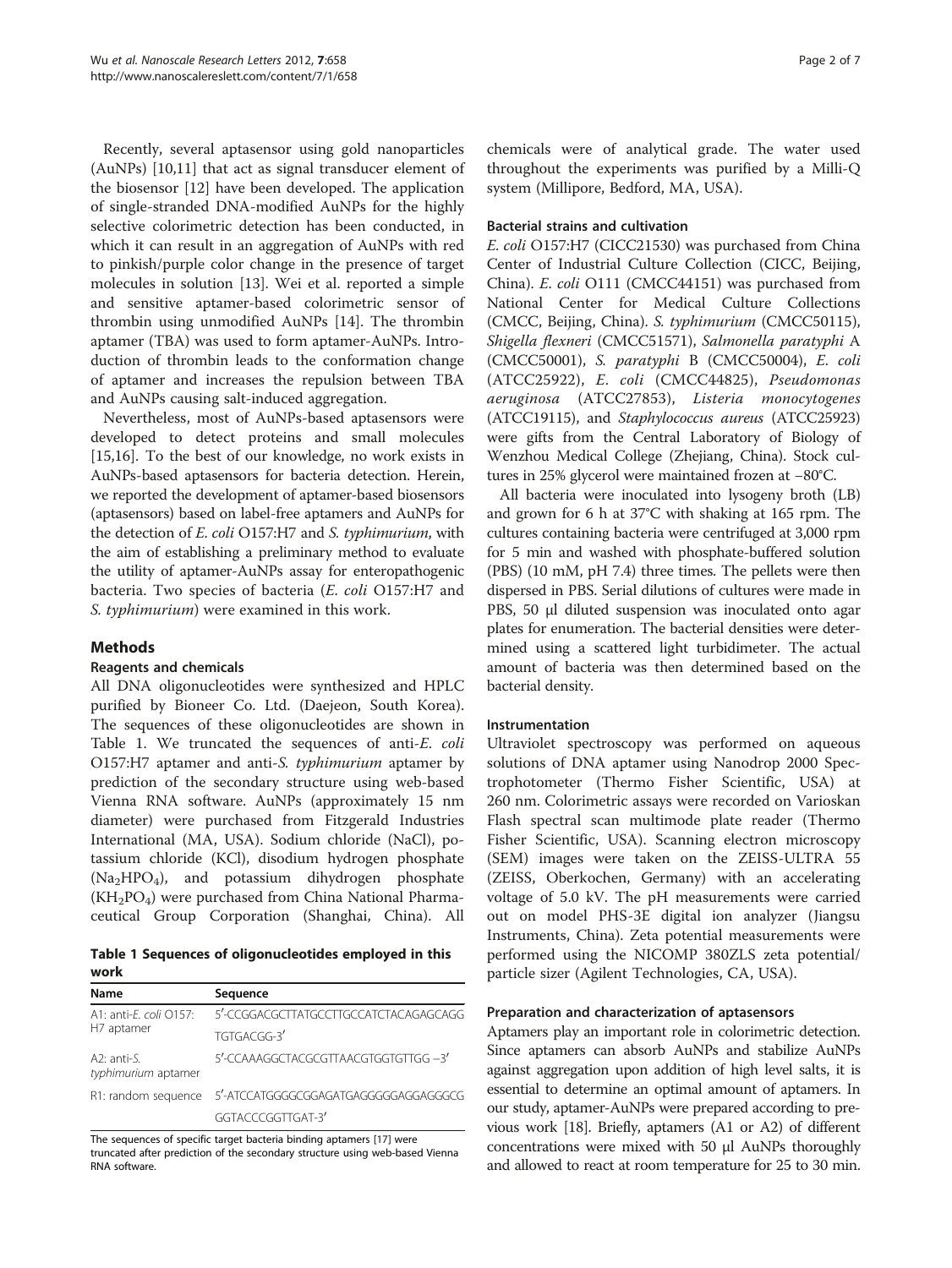Recently, several aptasensor using gold nanoparticles (AuNPs) [10,11] that act as signal transducer element of the biosensor [12] have been developed. The application of single-stranded DNA-modified AuNPs for the highly selective colorimetric detection has been conducted, in which it can result in an aggregation of AuNPs with red to pinkish/purple color change in the presence of target molecules in solution [13]. Wei et al. reported a simple and sensitive aptamer-based colorimetric sensor of thrombin using unmodified AuNPs [14]. The thrombin aptamer (TBA) was used to form aptamer-AuNPs. Introduction of thrombin leads to the conformation change of aptamer and increases the repulsion between TBA and AuNPs causing salt-induced aggregation.

Nevertheless, most of AuNPs-based aptasensors were developed to detect proteins and small molecules [15,16]. To the best of our knowledge, no work exists in AuNPs-based aptasensors for bacteria detection. Herein, we reported the development of aptamer-based biosensors (aptasensors) based on label-free aptamers and AuNPs for the detection of *E. coli* O157:H7 and *S. typhimurium*, with the aim of establishing a preliminary method to evaluate the utility of aptamer-AuNPs assay for enteropathogenic bacteria. Two species of bacteria (*E. coli* O157:H7 and *S. typhimurium*) were examined in this work.

## Methods

### Reagents and chemicals

All DNA oligonucleotides were synthesized and HPLC purified by Bioneer Co. Ltd. (Daejeon, South Korea). The sequences of these oligonucleotides are shown in Table 1. We truncated the sequences of anti-*E. coli* O157:H7 aptamer and anti-*S. typhimurium* aptamer by prediction of the secondary structure using web-based Vienna RNA software. AuNPs (approximately 15 nm diameter) were purchased from Fitzgerald Industries International (MA, USA). Sodium chloride (NaCl), potassium chloride (KCl), disodium hydrogen phosphate ($Na_2HPO_4$), and potassium dihydrogen phosphate ($KH_2PO_4$) were purchased from China National Pharmaceutical Group Corporation (Shanghai, China). All chemicals were of analytical grade. The water used throughout the experiments was purified by a Milli-Q system (Millipore, Bedford, MA, USA).

**Table 1 Sequences of oligonucleotides employed in this work**

| Name | Sequence |
|---|---|
| A1: anti-*E. coli* O157:H7 aptamer | 5′-CCGGACGCTTATGCCTTGCCATCTACAGAGCAGGTGTGACGG-3′ |
| A2: anti-*S. typhimurium* aptamer | 5′-CCAAAGGCTACGCGTTAACGTGGTGTTGG –3′ |
| R1: random sequence | 5′-ATCCATGGGGCGGAGATGAGGGGGAGGAGGGCGGGTACCCGGTTGAT-3′ |

The sequences of specific target bacteria binding aptamers [17] were truncated after prediction of the secondary structure using web-based Vienna RNA software.

### Bacterial strains and cultivation

*E. coli* O157:H7 (CICC21530) was purchased from China Center of Industrial Culture Collection (CICC, Beijing, China). *E. coli* O111 (CMCC44151) was purchased from National Center for Medical Culture Collections (CMCC, Beijing, China). *S. typhimurium* (CMCC50115), *Shigella flexneri* (CMCC51571), *Salmonella paratyphi* A (CMCC50001), *S. paratyphi* B (CMCC50004), *E. coli* (ATCC25922), *E. coli* (CMCC44825), *Pseudomonas aeruginosa* (ATCC27853), *Listeria monocytogenes* (ATCC19115), and *Staphylococcus aureus* (ATCC25923) were gifts from the Central Laboratory of Biology of Wenzhou Medical College (Zhejiang, China). Stock cultures in 25% glycerol were maintained frozen at −80°C.

All bacteria were inoculated into lysogeny broth (LB) and grown for 6 h at 37°C with shaking at 165 rpm. The cultures containing bacteria were centrifuged at 3,000 rpm for 5 min and washed with phosphate-buffered solution (PBS) (10 mM, pH 7.4) three times. The pellets were then dispersed in PBS. Serial dilutions of cultures were made in PBS, 50 μl diluted suspension was inoculated onto agar plates for enumeration. The bacterial densities were determined using a scattered light turbidimeter. The actual amount of bacteria was then determined based on the bacterial density.

### Instrumentation

Ultraviolet spectroscopy was performed on aqueous solutions of DNA aptamer using Nanodrop 2000 Spectrophotometer (Thermo Fisher Scientific, USA) at 260 nm. Colorimetric assays were recorded on Varioskan Flash spectral scan multimode plate reader (Thermo Fisher Scientific, USA). Scanning electron microscopy (SEM) images were taken on the ZEISS-ULTRA 55 (ZEISS, Oberkochen, Germany) with an accelerating voltage of 5.0 kV. The pH measurements were carried out on model PHS-3E digital ion analyzer (Jiangsu Instruments, China). Zeta potential measurements were performed using the NICOMP 380ZLS zeta potential/particle sizer (Agilent Technologies, CA, USA).

### Preparation and characterization of aptasensors

Aptamers play an important role in colorimetric detection. Since aptamers can absorb AuNPs and stabilize AuNPs against aggregation upon addition of high level salts, it is essential to determine an optimal amount of aptamers. In our study, aptamer-AuNPs were prepared according to previous work [18]. Briefly, aptamers (A1 or A2) of different concentrations were mixed with 50 μl AuNPs thoroughly and allowed to react at room temperature for 25 to 30 min.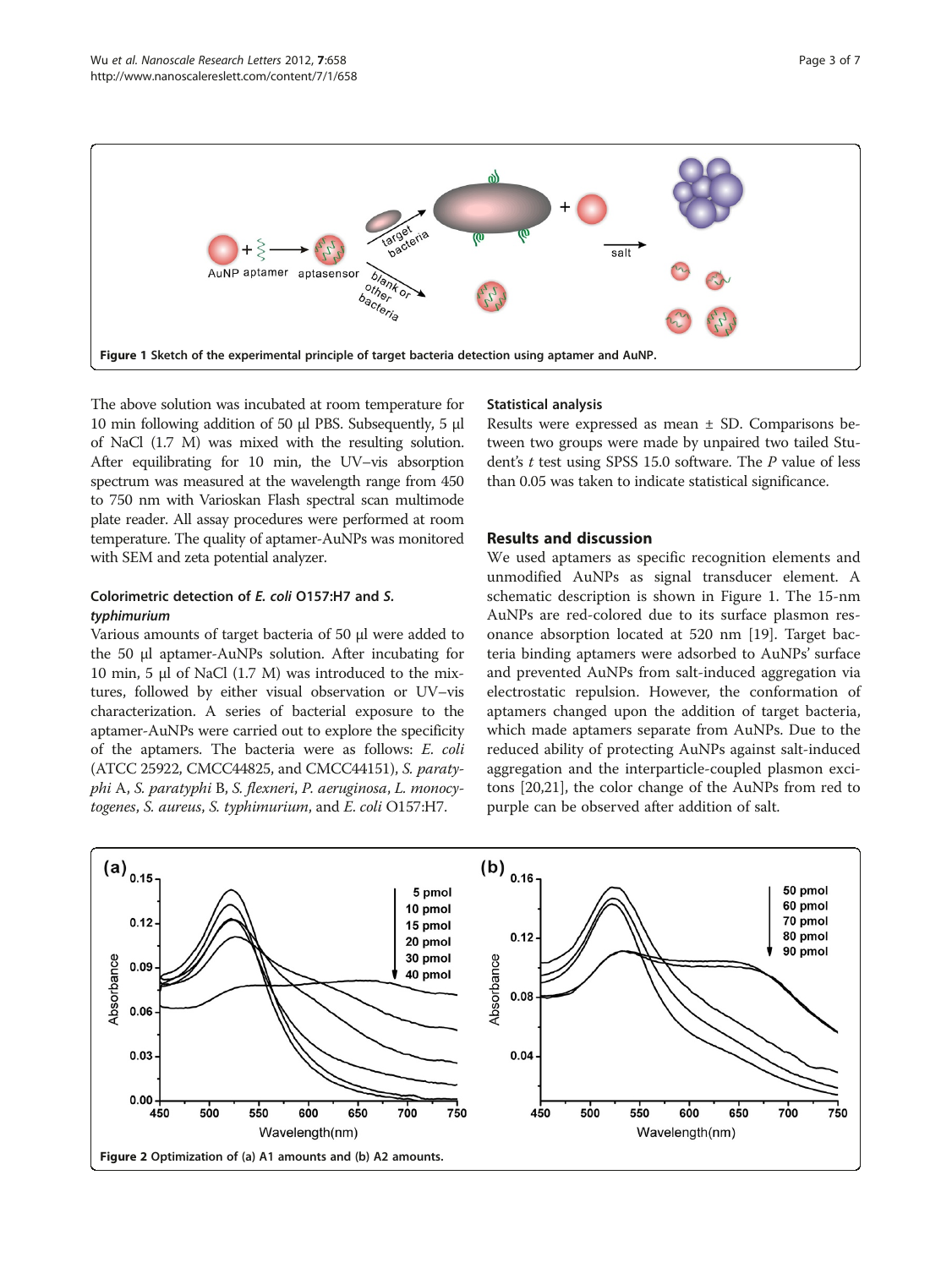Figure 1 Sketch of the experimental principle of target bacteria detection using aptamer and AuNP.

The above solution was incubated at room temperature for 10 min following addition of 50 μl PBS. Subsequently, 5 μl of NaCl (1.7 M) was mixed with the resulting solution. After equilibrating for 10 min, the UV–vis absorption spectrum was measured at the wavelength range from 450 to 750 nm with Varioskan Flash spectral scan multimode plate reader. All assay procedures were performed at room temperature. The quality of aptamer-AuNPs was monitored with SEM and zeta potential analyzer.

### Colorimetric detection of *E. coli* O157:H7 and *S. typhimurium*

Various amounts of target bacteria of 50 μl were added to the 50 μl aptamer-AuNPs solution. After incubating for 10 min, 5 μl of NaCl (1.7 M) was introduced to the mixtures, followed by either visual observation or UV–vis characterization. A series of bacterial exposure to the aptamer-AuNPs were carried out to explore the specificity of the aptamers. The bacteria were as follows: *E. coli* (ATCC 25922, CMCC44825, and CMCC44151), *S. paratyphi* A, *S. paratyphi* B, *S. flexneri*, *P. aeruginosa*, *L. monocytogenes*, *S. aureus*, *S. typhimurium*, and *E. coli* O157:H7.

### Statistical analysis

Results were expressed as mean ± SD. Comparisons between two groups were made by unpaired two tailed Student's *t* test using SPSS 15.0 software. The *P* value of less than 0.05 was taken to indicate statistical significance.

## Results and discussion

We used aptamers as specific recognition elements and unmodified AuNPs as signal transducer element. A schematic description is shown in Figure 1. The 15-nm AuNPs are red-colored due to its surface plasmon resonance absorption located at 520 nm [19]. Target bacteria binding aptamers were adsorbed to AuNPs' surface and prevented AuNPs from salt-induced aggregation via electrostatic repulsion. However, the conformation of aptamers changed upon the addition of target bacteria, which made aptamers separate from AuNPs. Due to the reduced ability of protecting AuNPs against salt-induced aggregation and the interparticle-coupled plasmon excitons [20,21], the color change of the AuNPs from red to purple can be observed after addition of salt.

Figure 2 Optimization of (a) A1 amounts and (b) A2 amounts.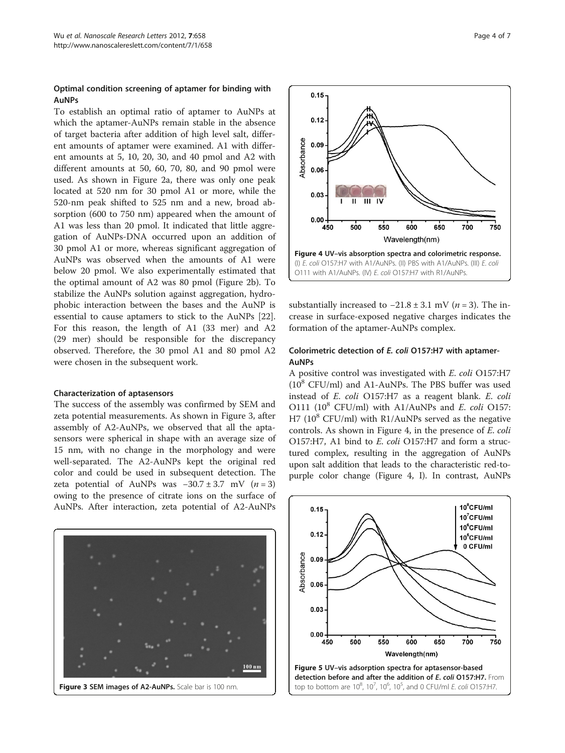### Optimal condition screening of aptamer for binding with AuNPs

To establish an optimal ratio of aptamer to AuNPs at which the aptamer-AuNPs remain stable in the absence of target bacteria after addition of high level salt, different amounts of aptamer were examined. A1 with different amounts at 5, 10, 20, 30, and 40 pmol and A2 with different amounts at 50, 60, 70, 80, and 90 pmol were used. As shown in Figure 2a, there was only one peak located at 520 nm for 30 pmol A1 or more, while the 520-nm peak shifted to 525 nm and a new, broad absorption (600 to 750 nm) appeared when the amount of A1 was less than 20 pmol. It indicated that little aggregation of AuNPs-DNA occurred upon an addition of 30 pmol A1 or more, whereas significant aggregation of AuNPs was observed when the amounts of A1 were below 20 pmol. We also experimentally estimated that the optimal amount of A2 was 80 pmol (Figure 2b). To stabilize the AuNPs solution against aggregation, hydrophobic interaction between the bases and the AuNP is essential to cause aptamers to stick to the AuNPs [22]. For this reason, the length of A1 (33 mer) and A2 (29 mer) should be responsible for the discrepancy observed. Therefore, the 30 pmol A1 and 80 pmol A2 were chosen in the subsequent work.

### Characterization of aptasensors

The success of the assembly was confirmed by SEM and zeta potential measurements. As shown in Figure 3, after assembly of A2-AuNPs, we observed that all the aptasensors were spherical in shape with an average size of 15 nm, with no change in the morphology and were well-separated. The A2-AuNPs kept the original red color and could be used in subsequent detection. The zeta potential of AuNPs was $-30.7 \pm 3.7$ mV ($n = 3$) owing to the presence of citrate ions on the surface of AuNPs. After interaction, zeta potential of A2-AuNPs substantially increased to $-21.8 \pm 3.1$ mV ($n = 3$). The increase in surface-exposed negative charges indicates the formation of the aptamer-AuNPs complex.

**Figure 3 SEM images of A2-AuNPs.** Scale bar is 100 nm.

**Figure 4 UV–vis absorption spectra and colorimetric response.** (I) *E. coli* O157:H7 with A1/AuNPs. (II) PBS with A1/AuNPs. (III) *E. coli* O111 with A1/AuNPs. (IV) *E. coli* O157:H7 with R1/AuNPs.

### Colorimetric detection of *E. coli* O157:H7 with aptamer-AuNPs

A positive control was investigated with *E. coli* O157:H7 ($10^8$ CFU/ml) and A1-AuNPs. The PBS buffer was used instead of *E. coli* O157:H7 as a reagent blank. *E. coli* O111 ($10^8$ CFU/ml) with A1/AuNPs and *E. coli* O157:H7 ($10^8$ CFU/ml) with R1/AuNPs served as the negative controls. As shown in Figure 4, in the presence of *E. coli* O157:H7, A1 bind to *E. coli* O157:H7 and form a structured complex, resulting in the aggregation of AuNPs upon salt addition that leads to the characteristic red-to-purple color change (Figure 4, I). In contrast, AuNPs

**Figure 5 UV–vis adsorption spectra for aptasensor-based detection before and after the addition of *E. coli* O157:H7.** From top to bottom are $10^8$, $10^7$, $10^6$, $10^5$, and 0 CFU/ml *E. coli* O157:H7.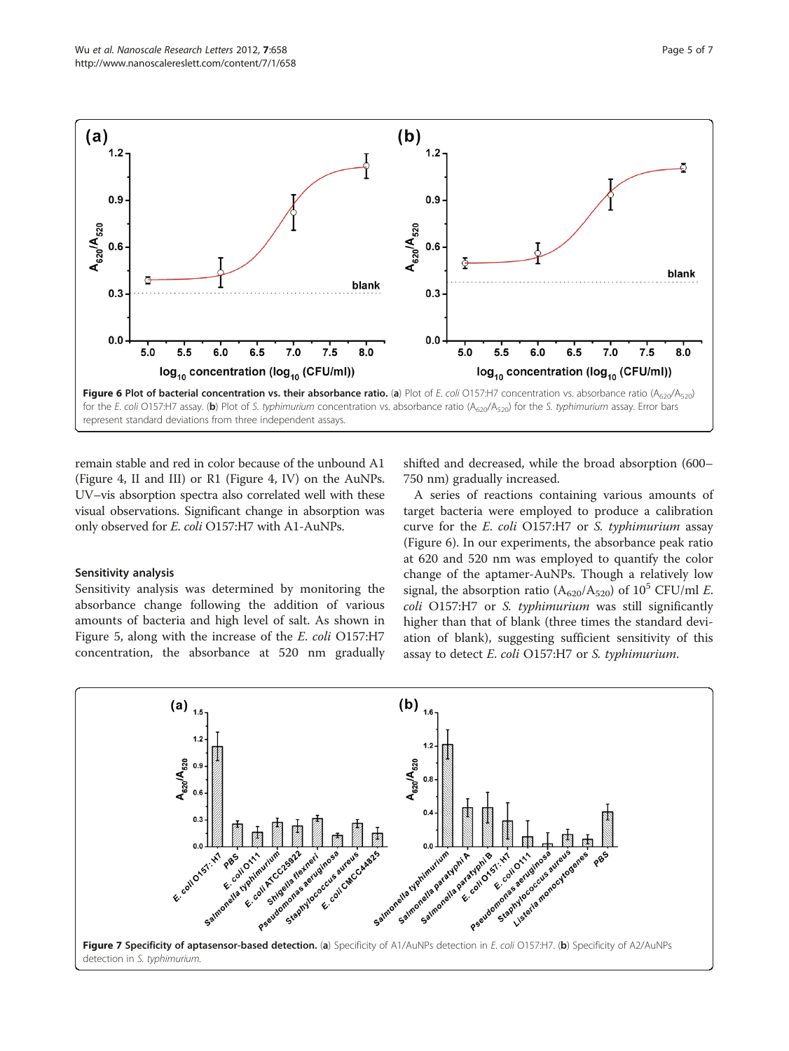Figure 6 Plot of bacterial concentration vs. their absorbance ratio. (a) Plot of *E. coli* O157:H7 concentration vs. absorbance ratio ($A_{620}/A_{520}$) for the *E. coli* O157:H7 assay. (b) Plot of *S. typhimurium* concentration vs. absorbance ratio ($A_{620}/A_{520}$) for the *S. typhimurium* assay. Error bars represent standard deviations from three independent assays.

remain stable and red in color because of the unbound A1 (Figure 4, II and III) or R1 (Figure 4, IV) on the AuNPs. UV–vis absorption spectra also correlated well with these visual observations. Significant change in absorption was only observed for *E. coli* O157:H7 with A1-AuNPs.

### Sensitivity analysis

Sensitivity analysis was determined by monitoring the absorbance change following the addition of various amounts of bacteria and high level of salt. As shown in Figure 5, along with the increase of the *E. coli* O157:H7 concentration, the absorbance at 520 nm gradually shifted and decreased, while the broad absorption (600–750 nm) gradually increased.

A series of reactions containing various amounts of target bacteria were employed to produce a calibration curve for the *E. coli* O157:H7 or *S. typhimurium* assay (Figure 6). In our experiments, the absorbance peak ratio at 620 and 520 nm was employed to quantify the color change of the aptamer-AuNPs. Though a relatively low signal, the absorption ratio ($A_{620}/A_{520}$) of $10^5$ CFU/ml *E. coli* O157:H7 or *S. typhimurium* was still significantly higher than that of blank (three times the standard deviation of blank), suggesting sufficient sensitivity of this assay to detect *E. coli* O157:H7 or *S. typhimurium*.

Figure 7 Specificity of aptasensor-based detection. (a) Specificity of A1/AuNPs detection in *E. coli* O157:H7. (b) Specificity of A2/AuNPs detection in *S. typhimurium*.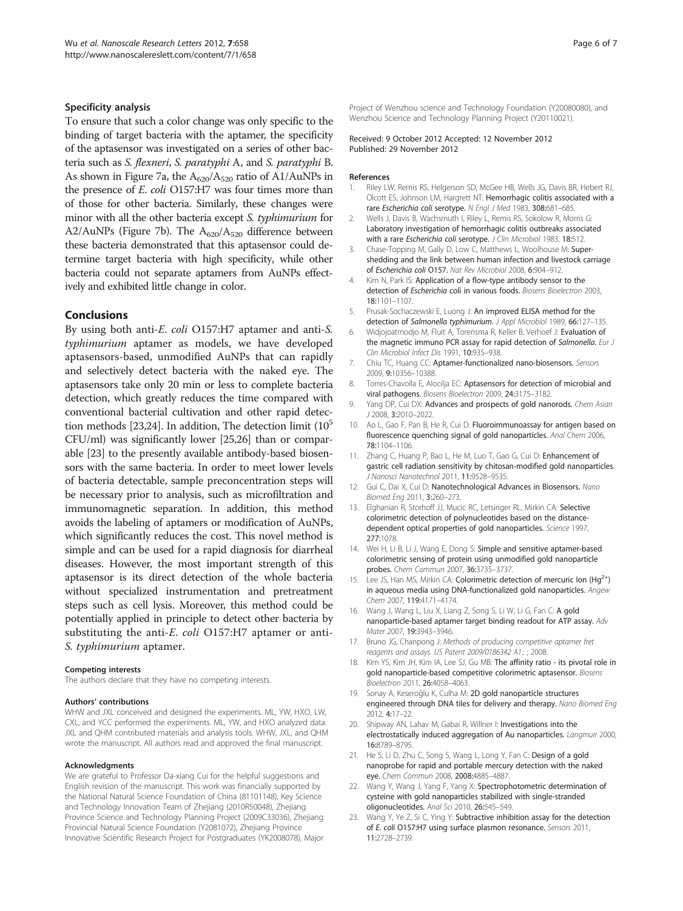### Specificity analysis

To ensure that such a color change was only specific to the binding of target bacteria with the aptamer, the specificity of the aptasensor was investigated on a series of other bacteria such as *S. flexneri*, *S. paratyphi* A, and *S. paratyphi* B. As shown in Figure 7a, the $A_{620}/A_{520}$ ratio of A1/AuNPs in the presence of *E. coli* O157:H7 was four times more than of those for other bacteria. Similarly, these changes were minor with all the other bacteria except *S. typhimurium* for A2/AuNPs (Figure 7b). The $A_{620}/A_{520}$ difference between these bacteria demonstrated that this aptasensor could determine target bacteria with high specificity, while other bacteria could not separate aptamers from AuNPs effectively and exhibited little change in color.

## Conclusions

By using both anti-*E. coli* O157:H7 aptamer and anti-*S. typhimurium* aptamer as models, we have developed aptasensors-based, unmodified AuNPs that can rapidly and selectively detect bacteria with the naked eye. The aptasensors take only 20 min or less to complete bacteria detection, which greatly reduces the time compared with conventional bacterial cultivation and other rapid detection methods [23,24]. In addition, The detection limit ($10^5$ CFU/ml) was significantly lower [25,26] than or comparable [23] to the presently available antibody-based biosensors with the same bacteria. In order to meet lower levels of bacteria detectable, sample preconcentration steps will be necessary prior to analysis, such as microfiltration and immunomagnetic separation. In addition, this method avoids the labeling of aptamers or modification of AuNPs, which significantly reduces the cost. This novel method is simple and can be used for a rapid diagnosis for diarrheal diseases. However, the most important strength of this aptasensor is its direct detection of the whole bacteria without specialized instrumentation and pretreatment steps such as cell lysis. Moreover, this method could be potentially applied in principle to detect other bacteria by substituting the anti-*E. coli* O157:H7 aptamer or anti-*S. typhimurium* aptamer.

#### Competing interests

The authors declare that they have no competing interests.

#### Authors' contributions

WHW and JXL conceived and designed the experiments. ML, YW, HXO, LW, CXL, and YCC performed the experiments. ML, YW, and HXO analyzed data. JXL and QHM contributed materials and analysis tools. WHW, JXL, and QHM wrote the manuscript. All authors read and approved the final manuscript.

#### Acknowledgments

We are grateful to Professor Da-xiang Cui for the helpful suggestions and English revision of the manuscript. This work was financially supported by the National Natural Science Foundation of China (81101148), Key Science and Technology Innovation Team of Zhejiang (2010R50048), Zhejiang Province Science and Technology Planning Project (2009C33036), Zhejiang Provincial Natural Science Foundation (Y2081072), Zhejiang Province Innovative Scientific Research Project for Postgraduates (YK2008078), Major Project of Wenzhou science and Technology Foundation (Y20080080), and Wenzhou Science and Technology Planning Project (Y20110021).

Received: 9 October 2012 Accepted: 12 November 2012
Published: 29 November 2012

#### References

1. Riley LW, Remis RS, Helgerson SD, McGee HB, Wells JG, Davis BR, Hebert RJ, Olcott ES, Johnson LM, Hargrett NT: Hemorrhagic colitis associated with a rare *Escherichia coli* serotype. *N Engl J Med* 1983, 308:681–685.
2. Wells J, Davis B, Wachsmuth I, Riley L, Remis RS, Sokolow R, Morris G: Laboratory investigation of hemorrhagic colitis outbreaks associated with a rare *Escherichia coli* serotype. *J Clin Microbiol* 1983, 18:512.
3. Chase-Topping M, Gally D, Low C, Matthews L, Woolhouse M: Super-shedding and the link between human infection and livestock carriage of *Escherichia coli* O157. *Nat Rev Microbiol* 2008, 6:904–912.
4. Kim N, Park IS: Application of a flow-type antibody sensor to the detection of *Escherichia* coli in various foods. *Biosens Bioelectron* 2003, 18:1101–1107.
5. Prusak-Sochaczewski E, Luong J: An improved ELISA method for the detection of *Salmonella typhimurium*. *J Appl Microbiol* 1989, 66:127–135.
6. Widjojoatmodjo M, Fluit A, Torensma R, Keller B, Verhoef J: Evaluation of the magnetic immuno PCR assay for rapid detection of *Salmonella*. *Eur J Clin Microbiol Infect Dis* 1991, 10:935–938.
7. Chiu TC, Huang CC: Aptamer-functionalized nano-biosensors. *Sensors* 2009, 9:10356–10388.
8. Torres-Chavolla E, Alocilja EC: Aptasensors for detection of microbial and viral pathogens. *Biosens Bioelectron* 2009, 24:3175–3182.
9. Yang DP, Cui DX: Advances and prospects of gold nanorods. *Chem Asian J* 2008, 3:2010–2022.
10. Ao L, Gao F, Pan B, He R, Cui D: Fluoroimmunoassay for antigen based on fluorescence quenching signal of gold nanoparticles. *Anal Chem* 2006, 78:1104–1106.
11. Zhang C, Huang P, Bao L, He M, Luo T, Gao G, Cui D: Enhancement of gastric cell radiation sensitivity by chitosan-modified gold nanoparticles. *J Nanosci Nanotechnol* 2011, 11:9528–9535.
12. Gui C, Dai X, Cui D: Nanotechnological Advances in Biosensors. *Nano Biomed Eng* 2011, 3:260–273.
13. Elghanian R, Storhoff JJ, Mucic RC, Letsinger RL, Mirkin CA: Selective colorimetric detection of polynucleotides based on the distance-dependent optical properties of gold nanoparticles. *Science* 1997, 277:1078.
14. Wei H, Li B, Li J, Wang E, Dong S: Simple and sensitive aptamer-based colorimetric sensing of protein using unmodified gold nanoparticle probes. *Chem Commun* 2007, 36:3735–3737.
15. Lee JS, Han MS, Mirkin CA: Colorimetric detection of mercuric Ion ($Hg^{2+}$) in aqueous media using DNA-functionalized gold nanoparticles. *Angew Chem* 2007, 119:4171–4174.
16. Wang J, Wang L, Liu X, Liang Z, Song S, Li W, Li G, Fan C: A gold nanoparticle-based aptamer target binding readout for ATP assay. *Adv Mater* 2007, 19:3943–3946.
17. Bruno JG, Chanpong J: *Methods of producing competitive aptamer fret reagents and assays. US Patent 2009/0186342 A1.*; 2008.
18. Kim YS, Kim JH, Kim IA, Lee SJ, Gu MB: The affinity ratio - its pivotal role in gold nanoparticle-based competitive colorimetric aptasensor. *Biosens Bioelectron* 2011, 26:4058–4063.
19. Sonay A, Keseroğlu K, Culha M: 2D gold nanoparticle structures engineered through DNA tiles for delivery and therapy. *Nano Biomed Eng* 2012, 4:17–22.
20. Shipway AN, Lahav M, Gabai R, Willner I: Investigations into the electrostatically induced aggregation of Au nanoparticles. *Langmuir* 2000, 16:8789–8795.
21. He S, Li D, Zhu C, Song S, Wang L, Long Y, Fan C: Design of a gold nanoprobe for rapid and portable mercury detection with the naked eye. *Chem Commun* 2008, 2008:4885–4887.
22. Wang Y, Wang J, Yang F, Yang X: Spectrophotometric determination of cysteine with gold nanoparticles stabilized with single-stranded oligonucleotides. *Anal Sci* 2010, 26:545–549.
23. Wang Y, Ye Z, Si C, Ying Y: Subtractive inhibition assay for the detection of *E. coli* O157:H7 using surface plasmon resonance. *Sensors* 2011, 11:2728–2739.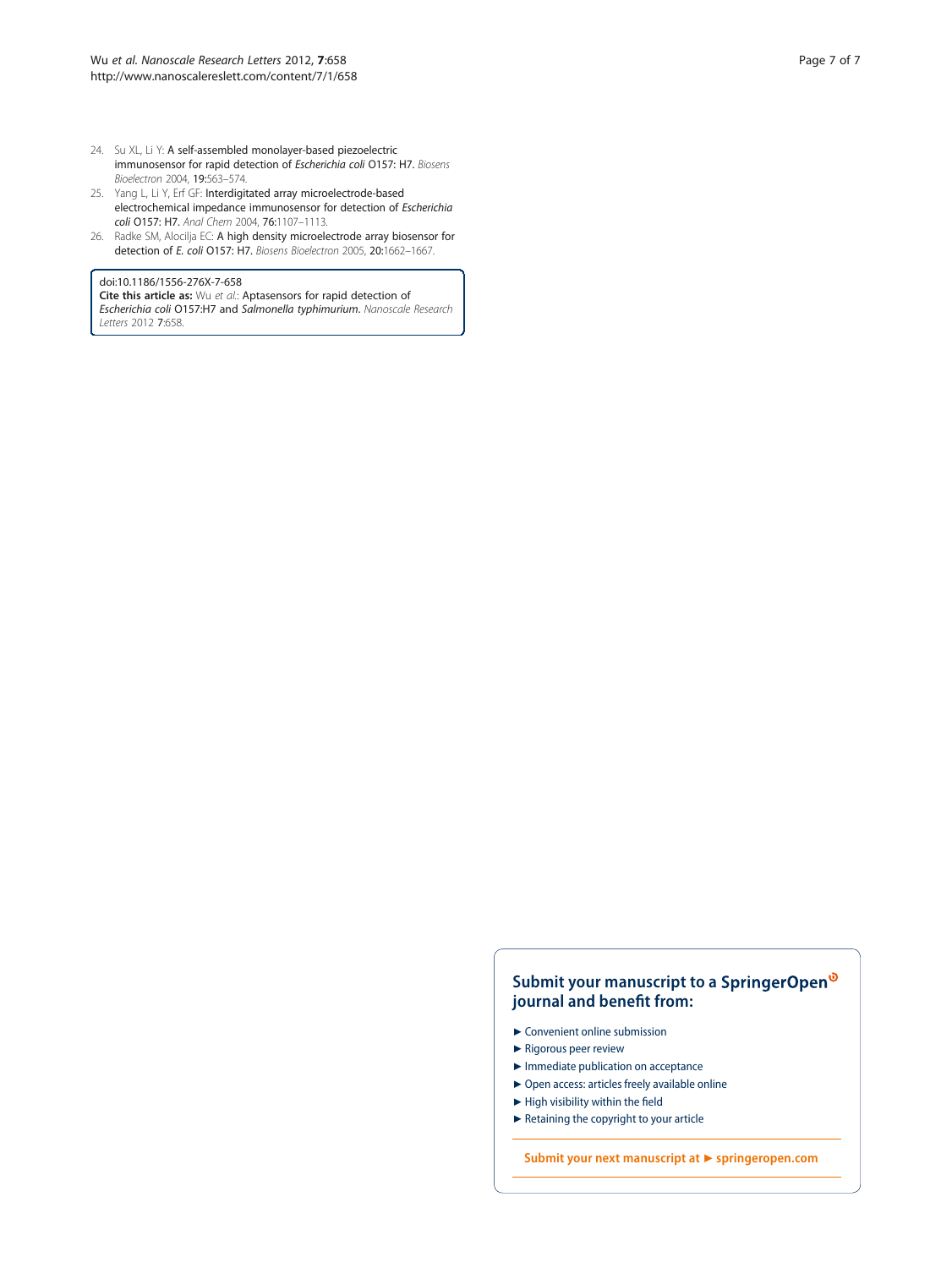24. Su XL, Li Y: **A self-assembled monolayer-based piezoelectric immunosensor for rapid detection of *Escherichia coli* O157: H7.** *Biosens Bioelectron* 2004, **19:**563–574.
25. Yang L, Li Y, Erf GF: **Interdigitated array microelectrode-based electrochemical impedance immunosensor for detection of *Escherichia coli* O157: H7.** *Anal Chem* 2004, **76:**1107–1113.
26. Radke SM, Alocilja EC: **A high density microelectrode array biosensor for detection of *E. coli* O157: H7.** *Biosens Bioelectron* 2005, **20:**1662–1667.

doi:10.1186/1556-276X-7-658
**Cite this article as:** Wu *et al.*: **Aptasensors for rapid detection of *Escherichia coli* O157:H7 and *Salmonella typhimurium*.** *Nanoscale Research Letters* 2012 **7**:658.

**Submit your manuscript to a SpringerOpen journal and benefit from:**

- ► Convenient online submission
- ► Rigorous peer review
- ► Immediate publication on acceptance
- ► Open access: articles freely available online
- ► High visibility within the field
- ► Retaining the copyright to your article

**Submit your next manuscript at ► springeropen.com**